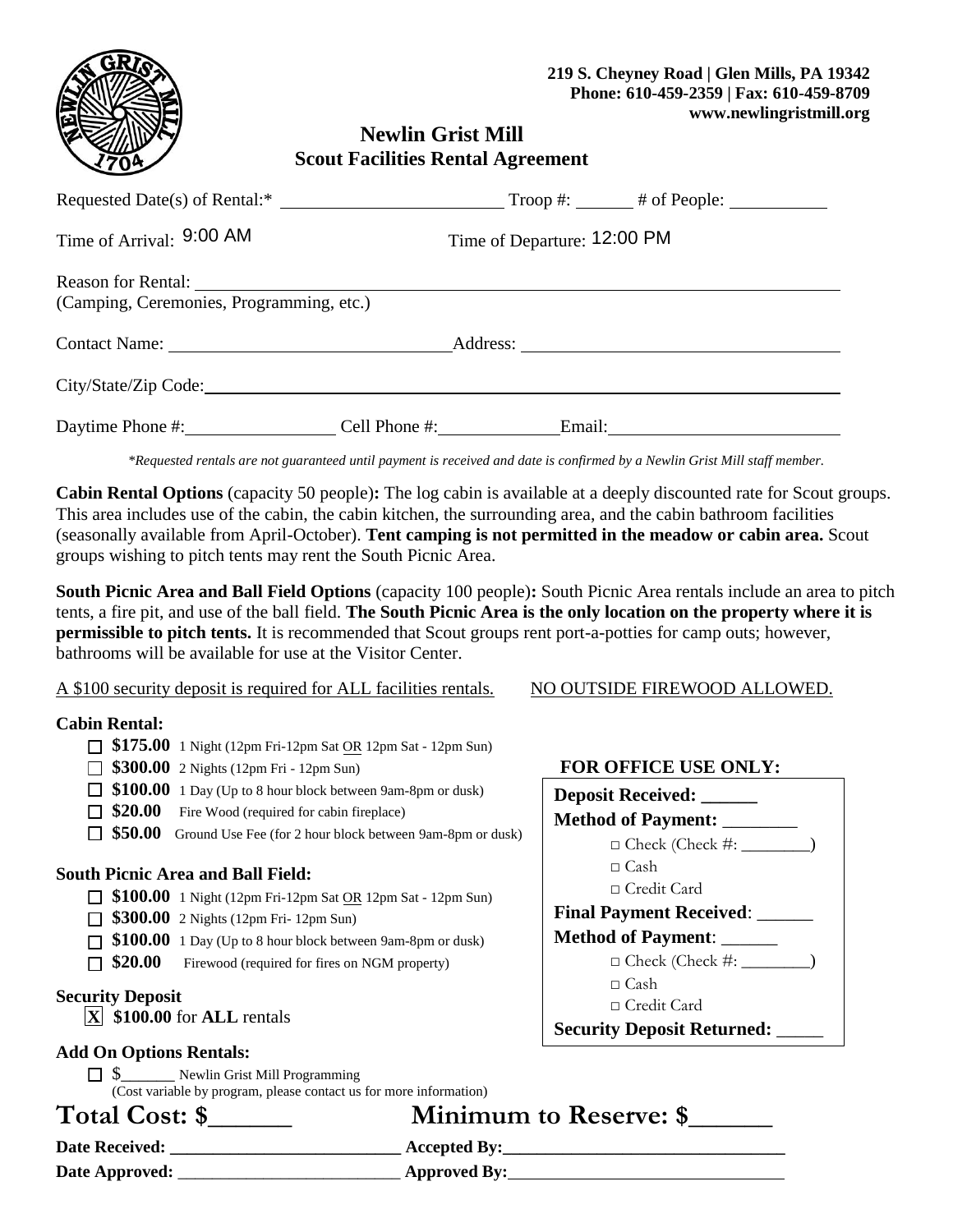219 S. Cheyney Road | Glen Mills, PA 19342
Phone: 610-459-2359 | Fax: 610-459-8709
www.newlingristmill.org

# Newlin Grist Mill
## Scout Facilities Rental Agreement

Requested Date(s) of Rental:* ______________________ Troop #: ______ # of People: __________

Time of Arrival: 9:00 AM Time of Departure: 12:00 PM

Reason for Rental: ____________________________________________
(Camping, Ceremonies, Programming, etc.)

Contact Name: ____________________________ Address: ________________________________

City/State/Zip Code: ____________________________________________

Daytime Phone #: ______________ Cell Phone #: ____________ Email: ________________________

*\*Requested rentals are not guaranteed until payment is received and date is confirmed by a Newlin Grist Mill staff member.*

**Cabin Rental Options** (capacity 50 people)**:** The log cabin is available at a deeply discounted rate for Scout groups. This area includes use of the cabin, the cabin kitchen, the surrounding area, and the cabin bathroom facilities (seasonally available from April-October). **Tent camping is not permitted in the meadow or cabin area.** Scout groups wishing to pitch tents may rent the South Picnic Area.

**South Picnic Area and Ball Field Options** (capacity 100 people)**:** South Picnic Area rentals include an area to pitch tents, a fire pit, and use of the ball field. **The South Picnic Area is the only location on the property where it is permissible to pitch tents.** It is recommended that Scout groups rent port-a-potties for camp outs; however, bathrooms will be available for use at the Visitor Center.

A $100 security deposit is required for ALL facilities rentals. NO OUTSIDE FIREWOOD ALLOWED.

**Cabin Rental:**

- ☐ **$175.00** 1 Night (12pm Fri-12pm Sat OR 12pm Sat - 12pm Sun)
- ☐ **$300.00** 2 Nights (12pm Fri - 12pm Sun)
- ☐ **$100.00** 1 Day (Up to 8 hour block between 9am-8pm or dusk)
- ☐ **$20.00** Fire Wood (required for cabin fireplace)
- ☐ **$50.00** Ground Use Fee (for 2 hour block between 9am-8pm or dusk)

**South Picnic Area and Ball Field:**

- ☐ **$100.00** 1 Night (12pm Fri-12pm Sat OR 12pm Sat - 12pm Sun)
- ☐ **$300.00** 2 Nights (12pm Fri- 12pm Sun)
- ☐ **$100.00** 1 Day (Up to 8 hour block between 9am-8pm or dusk)
- ☐ **$20.00** Firewood (required for fires on NGM property)

**Security Deposit**

- [X] **$100.00** for **ALL** rentals

**Add On Options Rentals:**

- ☐ $_______ Newlin Grist Mill Programming
 (Cost variable by program, please contact us for more information)

**FOR OFFICE USE ONLY:**

**Deposit Received:** ______
**Method of Payment:** ________
- □ Check (Check #: ________)
- □ Cash
- □ Credit Card

**Final Payment Received**: ______
**Method of Payment**: ______
- □ Check (Check #: ________)
- □ Cash
- □ Credit Card

**Security Deposit Returned:** _____

**Total Cost: $______** **Minimum to Reserve: $______**

**Date Received:** __________________________ **Accepted By:**______________________________

**Date Approved:** __________________________ **Approved By:**______________________________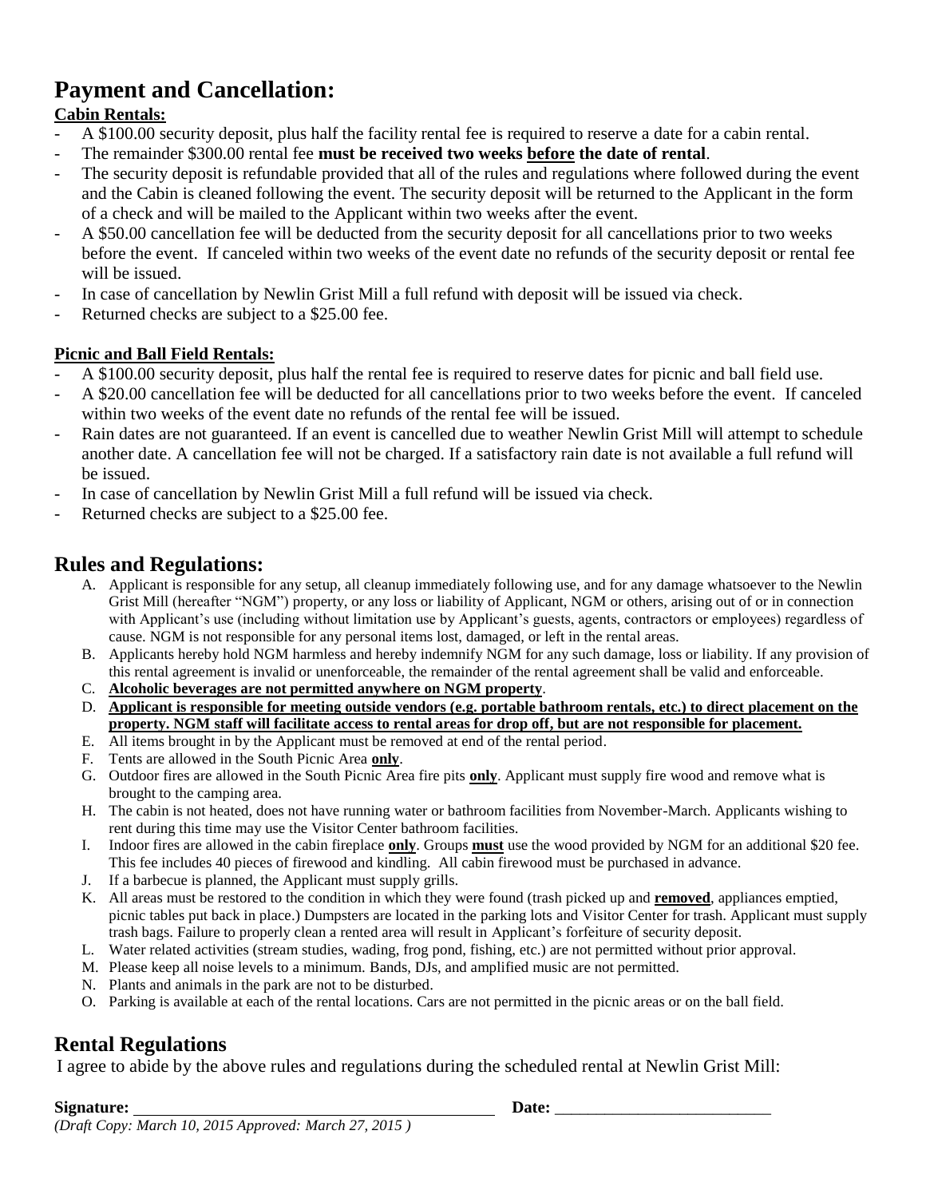# Payment and Cancellation:

**Cabin Rentals:**

- A $100.00 security deposit, plus half the facility rental fee is required to reserve a date for a cabin rental.
- The remainder $300.00 rental fee **must be received two weeks before the date of rental**.
- The security deposit is refundable provided that all of the rules and regulations where followed during the event and the Cabin is cleaned following the event. The security deposit will be returned to the Applicant in the form of a check and will be mailed to the Applicant within two weeks after the event.
- A $50.00 cancellation fee will be deducted from the security deposit for all cancellations prior to two weeks before the event. If canceled within two weeks of the event date no refunds of the security deposit or rental fee will be issued.
- In case of cancellation by Newlin Grist Mill a full refund with deposit will be issued via check.
- Returned checks are subject to a $25.00 fee.

**Picnic and Ball Field Rentals:**

- A $100.00 security deposit, plus half the rental fee is required to reserve dates for picnic and ball field use.
- A $20.00 cancellation fee will be deducted for all cancellations prior to two weeks before the event. If canceled within two weeks of the event date no refunds of the rental fee will be issued.
- Rain dates are not guaranteed. If an event is cancelled due to weather Newlin Grist Mill will attempt to schedule another date. A cancellation fee will not be charged. If a satisfactory rain date is not available a full refund will be issued.
- In case of cancellation by Newlin Grist Mill a full refund will be issued via check.
- Returned checks are subject to a $25.00 fee.

## Rules and Regulations:

A. Applicant is responsible for any setup, all cleanup immediately following use, and for any damage whatsoever to the Newlin Grist Mill (hereafter "NGM") property, or any loss or liability of Applicant, NGM or others, arising out of or in connection with Applicant's use (including without limitation use by Applicant's guests, agents, contractors or employees) regardless of cause. NGM is not responsible for any personal items lost, damaged, or left in the rental areas.
B. Applicants hereby hold NGM harmless and hereby indemnify NGM for any such damage, loss or liability. If any provision of this rental agreement is invalid or unenforceable, the remainder of the rental agreement shall be valid and enforceable.
C. **Alcoholic beverages are not permitted anywhere on NGM property**.
D. **Applicant is responsible for meeting outside vendors (e.g. portable bathroom rentals, etc.) to direct placement on the property. NGM staff will facilitate access to rental areas for drop off, but are not responsible for placement.**
E. All items brought in by the Applicant must be removed at end of the rental period.
F. Tents are allowed in the South Picnic Area **only**.
G. Outdoor fires are allowed in the South Picnic Area fire pits **only**. Applicant must supply fire wood and remove what is brought to the camping area.
H. The cabin is not heated, does not have running water or bathroom facilities from November-March. Applicants wishing to rent during this time may use the Visitor Center bathroom facilities.
I. Indoor fires are allowed in the cabin fireplace **only**. Groups **must** use the wood provided by NGM for an additional $20 fee. This fee includes 40 pieces of firewood and kindling. All cabin firewood must be purchased in advance.
J. If a barbecue is planned, the Applicant must supply grills.
K. All areas must be restored to the condition in which they were found (trash picked up and **removed**, appliances emptied, picnic tables put back in place.) Dumpsters are located in the parking lots and Visitor Center for trash. Applicant must supply trash bags. Failure to properly clean a rented area will result in Applicant's forfeiture of security deposit.
L. Water related activities (stream studies, wading, frog pond, fishing, etc.) are not permitted without prior approval.
M. Please keep all noise levels to a minimum. Bands, DJs, and amplified music are not permitted.
N. Plants and animals in the park are not to be disturbed.
O. Parking is available at each of the rental locations. Cars are not permitted in the picnic areas or on the ball field.

## Rental Regulations

I agree to abide by the above rules and regulations during the scheduled rental at Newlin Grist Mill:

**Signature:** ____________________________________________ **Date:** __________________________

*(Draft Copy: March 10, 2015 Approved: March 27, 2015 )*